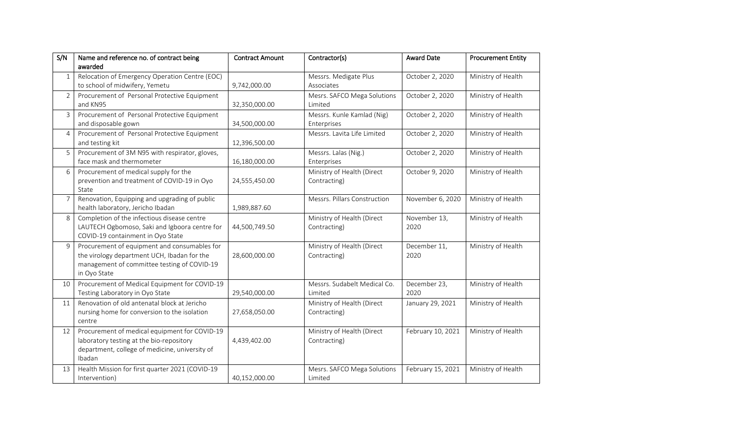| S/N | Name and reference no. of contract being awarded | Contract Amount | Contractor(s) | Award Date | Procurement Entity |
|---|---|---|---|---|---|
| 1 | Relocation of Emergency Operation Centre (EOC) to school of midwifery, Yemetu | 9,742,000.00 | Messrs. Medigate Plus Associates | October 2, 2020 | Ministry of Health |
| 2 | Procurement of Personal Protective Equipment and KN95 | 32,350,000.00 | Mesrs. SAFCO Mega Solutions Limited | October 2, 2020 | Ministry of Health |
| 3 | Procurement of Personal Protective Equipment and disposable gown | 34,500,000.00 | Messrs. Kunle Kamlad (Nig) Enterprises | October 2, 2020 | Ministry of Health |
| 4 | Procurement of Personal Protective Equipment and testing kit | 12,396,500.00 | Messrs. Lavita Life Limited | October 2, 2020 | Ministry of Health |
| 5 | Procurement of 3M N95 with respirator, gloves, face mask and thermometer | 16,180,000.00 | Messrs. Lalas (Nig.) Enterprises | October 2, 2020 | Ministry of Health |
| 6 | Procurement of medical supply for the prevention and treatment of COVID-19 in Oyo State | 24,555,450.00 | Ministry of Health (Direct Contracting) | October 9, 2020 | Ministry of Health |
| 7 | Renovation, Equipping and upgrading of public health laboratory, Jericho Ibadan | 1,989,887.60 | Messrs. Pillars Construction | November 6, 2020 | Ministry of Health |
| 8 | Completion of the infectious disease centre LAUTECH Ogbomoso, Saki and Igboora centre for COVID-19 containment in Oyo State | 44,500,749.50 | Ministry of Health (Direct Contracting) | November 13, 2020 | Ministry of Health |
| 9 | Procurement of equipment and consumables for the virology department UCH, Ibadan for the management of committee testing of COVID-19 in Oyo State | 28,600,000.00 | Ministry of Health (Direct Contracting) | December 11, 2020 | Ministry of Health |
| 10 | Procurement of Medical Equipment for COVID-19 Testing Laboratory in Oyo State | 29,540,000.00 | Messrs. Sudabelt Medical Co. Limited | December 23, 2020 | Ministry of Health |
| 11 | Renovation of old antenatal block at Jericho nursing home for conversion to the isolation centre | 27,658,050.00 | Ministry of Health (Direct Contracting) | January 29, 2021 | Ministry of Health |
| 12 | Procurement of medical equipment for COVID-19 laboratory testing at the bio-repository department, college of medicine, university of Ibadan | 4,439,402.00 | Ministry of Health (Direct Contracting) | February 10, 2021 | Ministry of Health |
| 13 | Health Mission for first quarter 2021 (COVID-19 Intervention) | 40,152,000.00 | Mesrs. SAFCO Mega Solutions Limited | February 15, 2021 | Ministry of Health |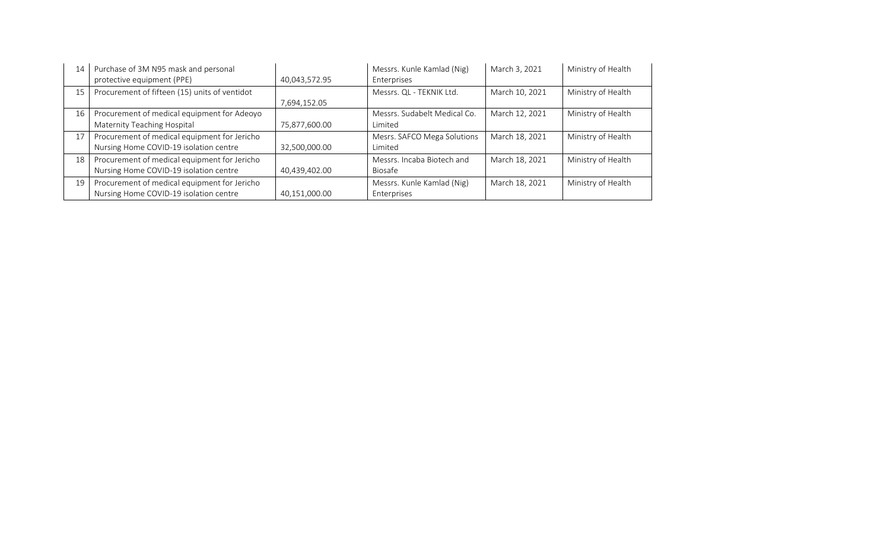| | | | | | |
|---|---|---|---|---|---|
| 14 | Purchase of 3M N95 mask and personal protective equipment (PPE) | 40,043,572.95 | Messrs. Kunle Kamlad (Nig) Enterprises | March 3, 2021 | Ministry of Health |
| 15 | Procurement of fifteen (15) units of ventidot | 7,694,152.05 | Messrs. QL - TEKNIK Ltd. | March 10, 2021 | Ministry of Health |
| 16 | Procurement of medical equipment for Adeoyo Maternity Teaching Hospital | 75,877,600.00 | Messrs. Sudabelt Medical Co. Limited | March 12, 2021 | Ministry of Health |
| 17 | Procurement of medical equipment for Jericho Nursing Home COVID-19 isolation centre | 32,500,000.00 | Mesrs. SAFCO Mega Solutions Limited | March 18, 2021 | Ministry of Health |
| 18 | Procurement of medical equipment for Jericho Nursing Home COVID-19 isolation centre | 40,439,402.00 | Messrs. Incaba Biotech and Biosafe | March 18, 2021 | Ministry of Health |
| 19 | Procurement of medical equipment for Jericho Nursing Home COVID-19 isolation centre | 40,151,000.00 | Messrs. Kunle Kamlad (Nig) Enterprises | March 18, 2021 | Ministry of Health |